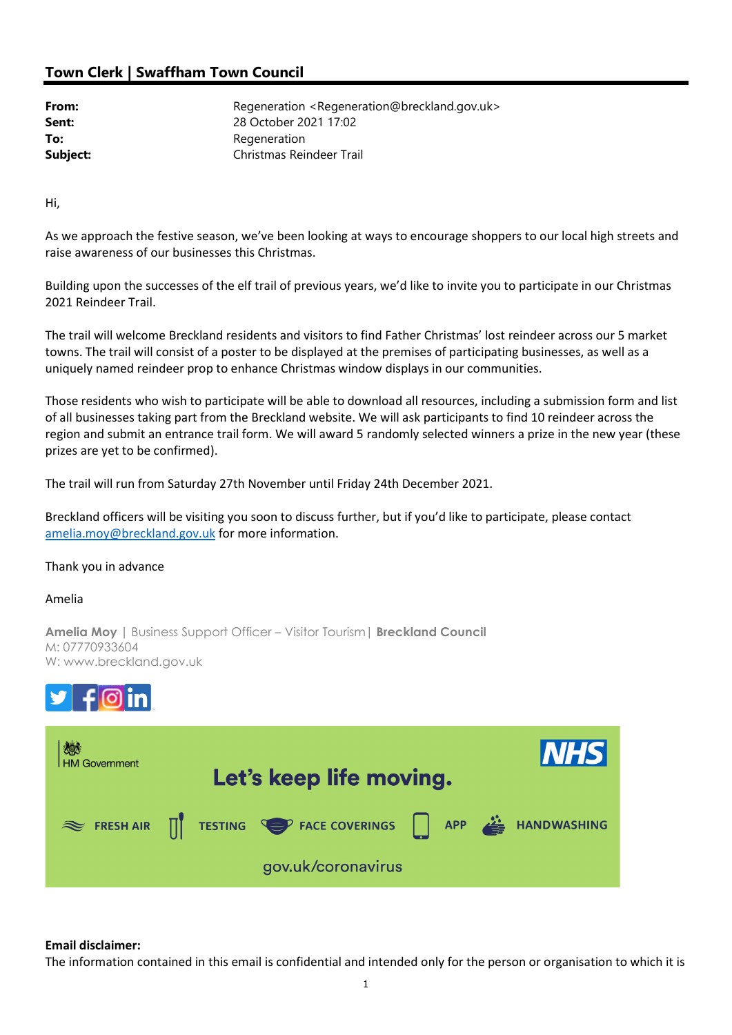## Town Clerk | Swaffham Town Council

| | |
|---|---|
| **From:** | Regeneration <Regeneration@breckland.gov.uk> |
| **Sent:** | 28 October 2021 17:02 |
| **To:** | Regeneration |
| **Subject:** | Christmas Reindeer Trail |

Hi,

As we approach the festive season, we've been looking at ways to encourage shoppers to our local high streets and raise awareness of our businesses this Christmas.

Building upon the successes of the elf trail of previous years, we'd like to invite you to participate in our Christmas 2021 Reindeer Trail.

The trail will welcome Breckland residents and visitors to find Father Christmas' lost reindeer across our 5 market towns. The trail will consist of a poster to be displayed at the premises of participating businesses, as well as a uniquely named reindeer prop to enhance Christmas window displays in our communities.

Those residents who wish to participate will be able to download all resources, including a submission form and list of all businesses taking part from the Breckland website. We will ask participants to find 10 reindeer across the region and submit an entrance trail form. We will award 5 randomly selected winners a prize in the new year (these prizes are yet to be confirmed).

The trail will run from Saturday 27th November until Friday 24th December 2021.

Breckland officers will be visiting you soon to discuss further, but if you'd like to participate, please contact amelia.moy@breckland.gov.uk for more information.

Thank you in advance

Amelia

**Amelia Moy** | Business Support Officer – Visitor Tourism | **Breckland Council**
M: 07770933604
W: www.breckland.gov.uk

HM Government

Let's keep life moving.

NHS

FRESH AIR TESTING FACE COVERINGS APP HANDWASHING

gov.uk/coronavirus

**Email disclaimer:**
The information contained in this email is confidential and intended only for the person or organisation to which it is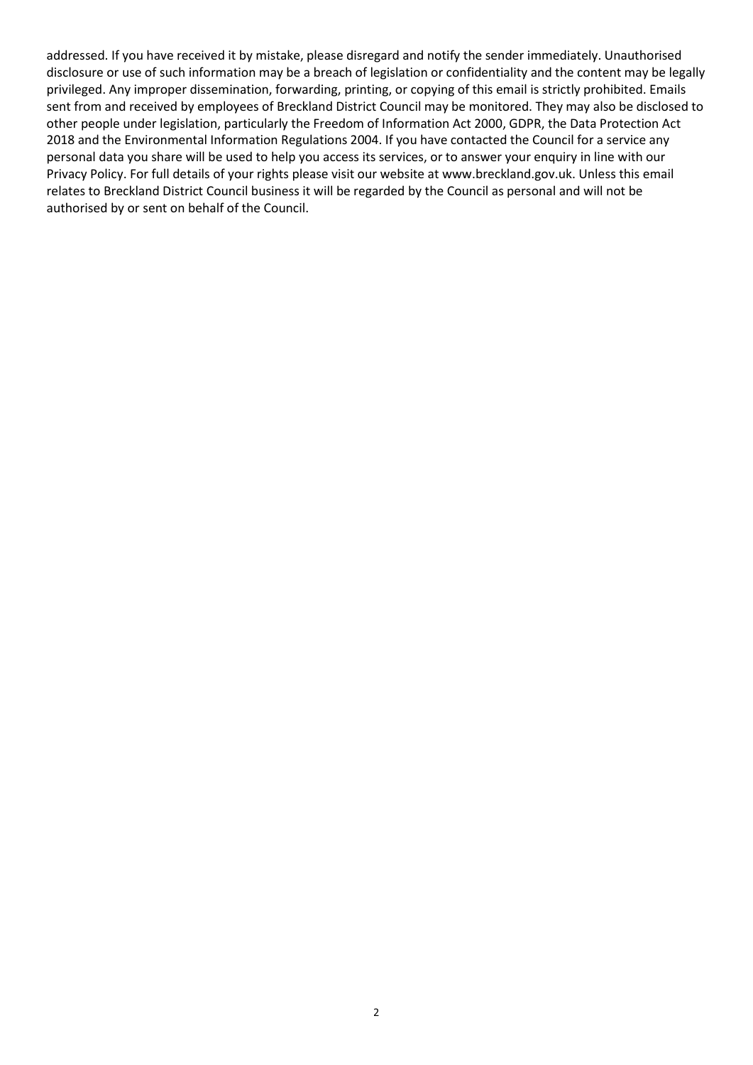addressed. If you have received it by mistake, please disregard and notify the sender immediately. Unauthorised disclosure or use of such information may be a breach of legislation or confidentiality and the content may be legally privileged. Any improper dissemination, forwarding, printing, or copying of this email is strictly prohibited. Emails sent from and received by employees of Breckland District Council may be monitored. They may also be disclosed to other people under legislation, particularly the Freedom of Information Act 2000, GDPR, the Data Protection Act 2018 and the Environmental Information Regulations 2004. If you have contacted the Council for a service any personal data you share will be used to help you access its services, or to answer your enquiry in line with our Privacy Policy. For full details of your rights please visit our website at www.breckland.gov.uk. Unless this email relates to Breckland District Council business it will be regarded by the Council as personal and will not be authorised by or sent on behalf of the Council.